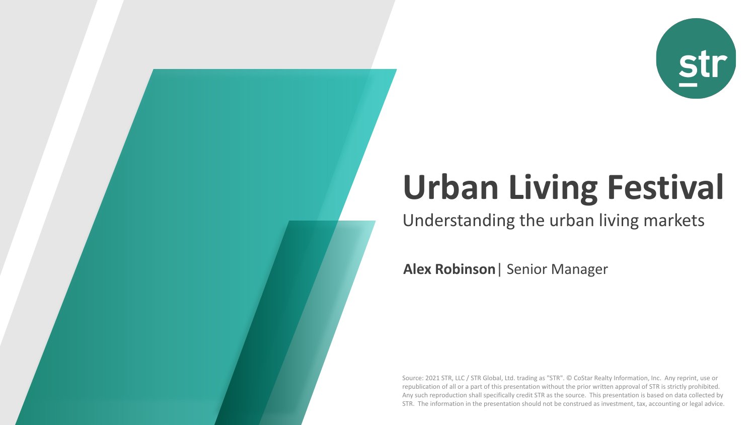str

# Urban Living Festival

Understanding the urban living markets

**Alex Robinson**| Senior Manager

Source: 2021 STR, LLC / STR Global, Ltd. trading as "STR". © CoStar Realty Information, Inc. Any reprint, use or republication of all or a part of this presentation without the prior written approval of STR is strictly prohibited. Any such reproduction shall specifically credit STR as the source. This presentation is based on data collected by STR. The information in the presentation should not be construed as investment, tax, accounting or legal advice.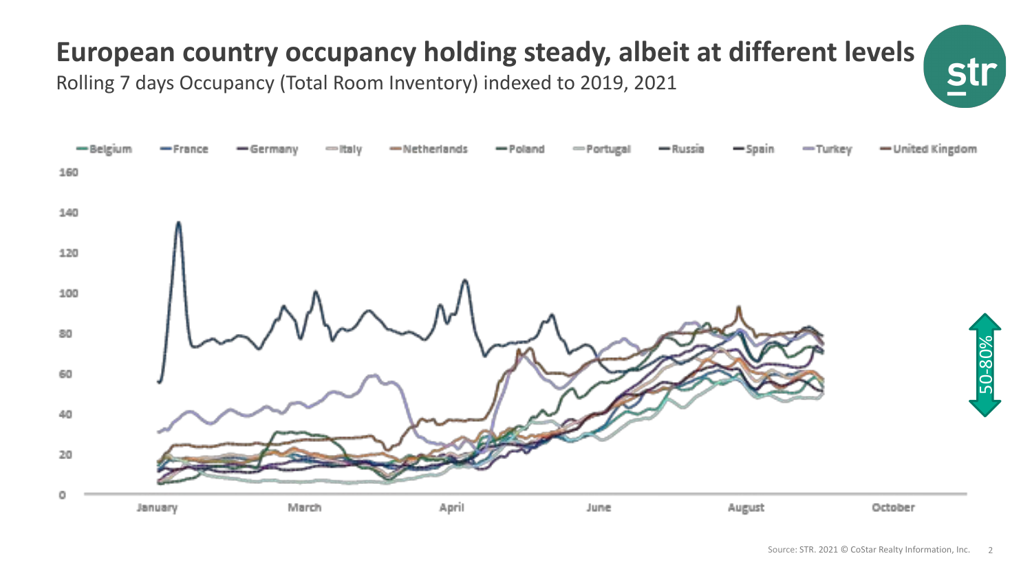# European country occupancy holding steady, albeit at different levels

Rolling 7 days Occupancy (Total Room Inventory) indexed to 2019, 2021

Belgium, France, Germany, Italy, Netherlands, Poland, Portugal, Russia, Spain, Turkey, United Kingdom

160
140
120
100
80
60
40
20
0

January, March, April, June, August, October

50-80%

Source: STR. 2021 © CoStar Realty Information, Inc.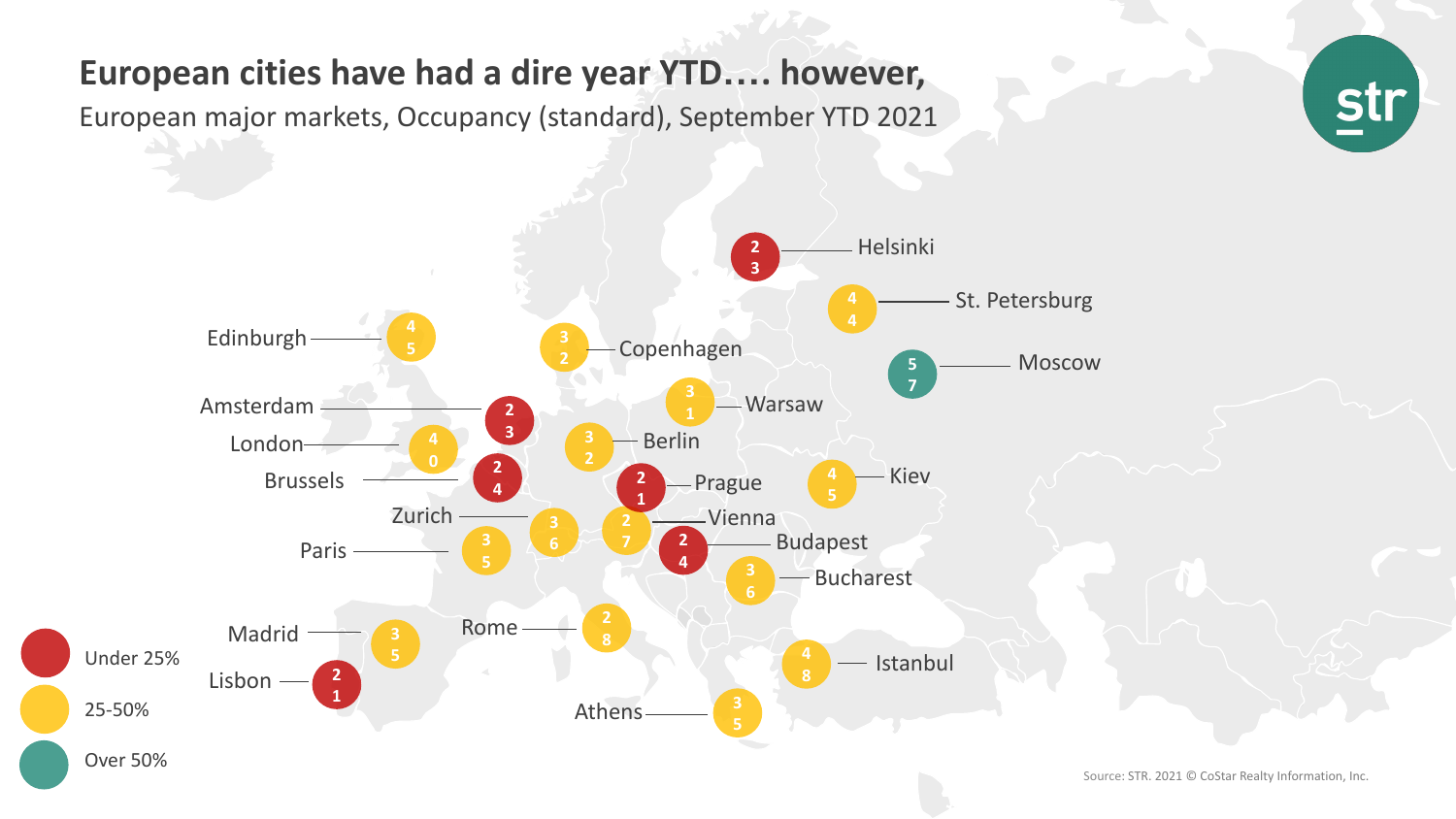# European cities have had a dire year YTD…. however,

European major markets, Occupancy (standard), September YTD 2021

| City | Occupancy (%) |
| --- | --- |
| Helsinki | 23 |
| St. Petersburg | 44 |
| Moscow | 57 |
| Edinburgh | 45 |
| Copenhagen | 32 |
| Warsaw | 31 |
| Amsterdam | 23 |
| London | 40 |
| Berlin | 32 |
| Brussels | 24 |
| Prague | 21 |
| Kiev | 45 |
| Zurich | 36 |
| Vienna | 27 |
| Paris | 35 |
| Budapest | 24 |
| Bucharest | 36 |
| Madrid | 35 |
| Rome | 28 |
| Lisbon | 21 |
| Istanbul | 48 |
| Athens | 35 |

Under 25%

25-50%

Over 50%

Source: STR. 2021 © CoStar Realty Information, Inc.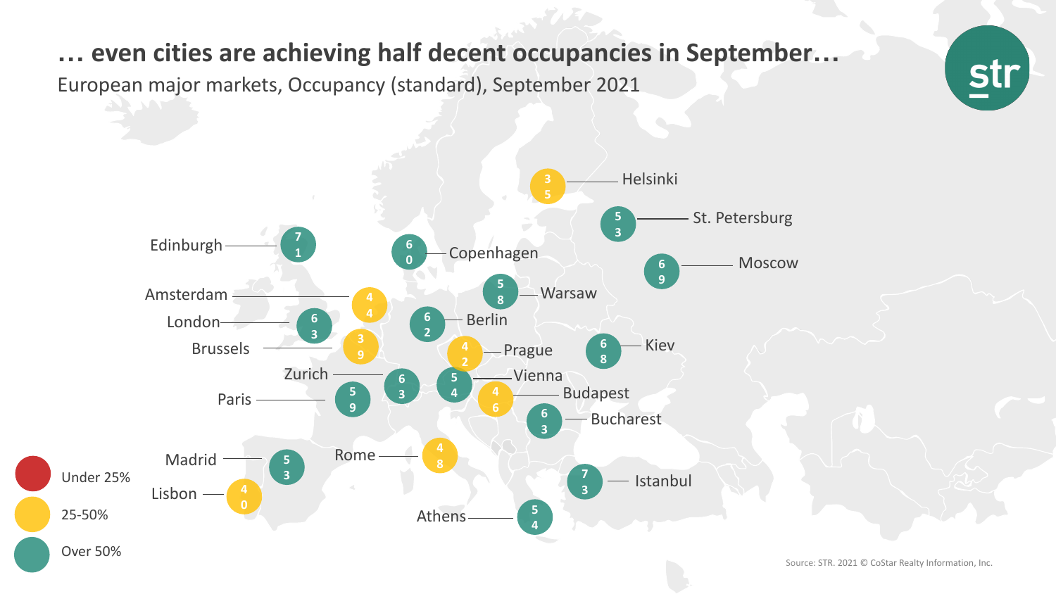# … even cities are achieving half decent occupancies in September…

European major markets, Occupancy (standard), September 2021

| City | Occupancy (%) |
|---|---|
| Helsinki | 35 |
| St. Petersburg | 53 |
| Edinburgh | 71 |
| Copenhagen | 60 |
| Moscow | 69 |
| Amsterdam | 44 |
| Warsaw | 58 |
| London | 63 |
| Berlin | 62 |
| Brussels | 39 |
| Prague | 42 |
| Kiev | 68 |
| Zurich | 63 |
| Vienna | 54 |
| Budapest | 46 |
| Paris | 59 |
| Bucharest | 63 |
| Madrid | 53 |
| Rome | 48 |
| Istanbul | 73 |
| Lisbon | 40 |
| Athens | 54 |

Under 25%

25-50%

Over 50%

Source: STR. 2021 © CoStar Realty Information, Inc.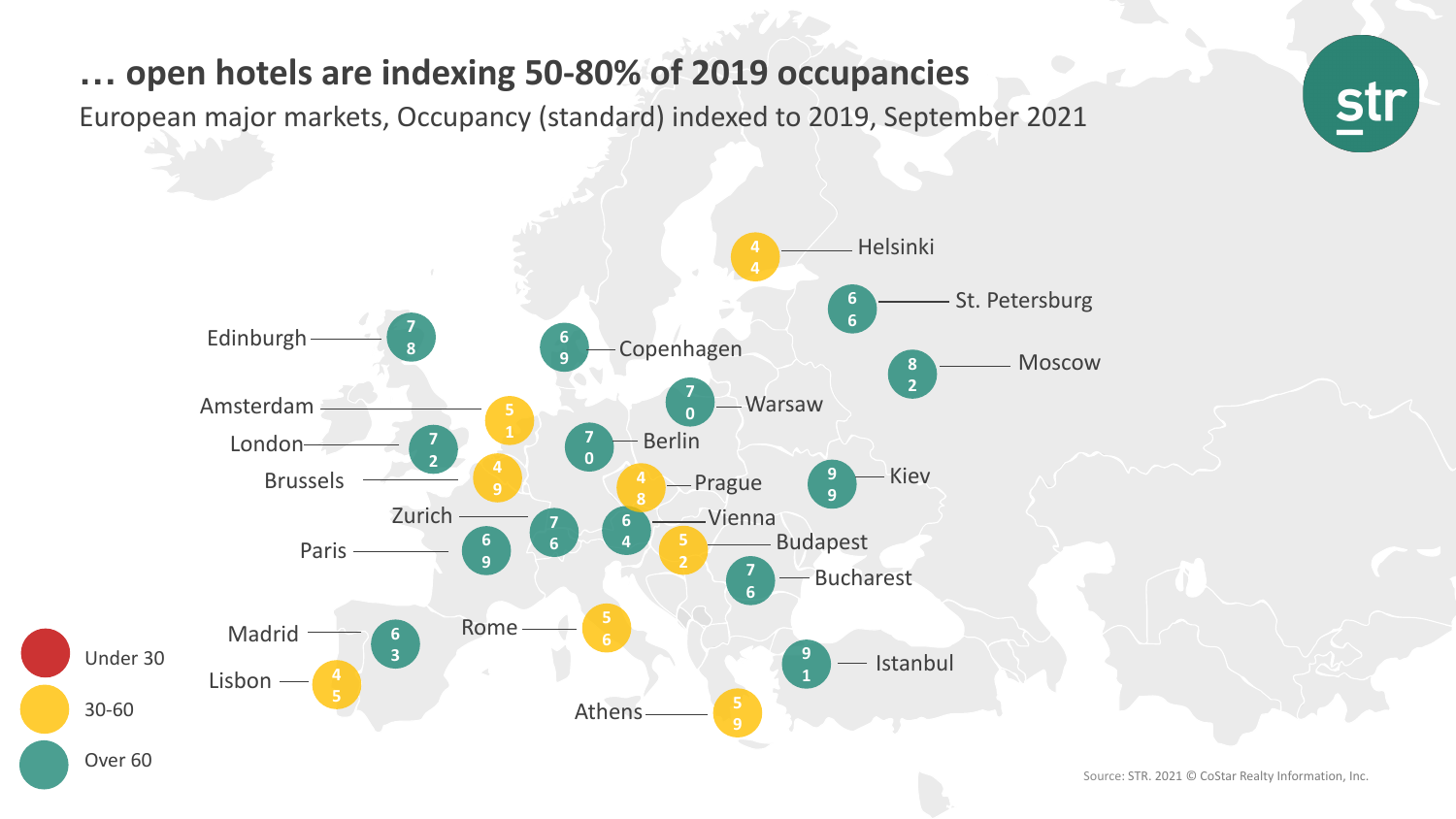# … open hotels are indexing 50-80% of 2019 occupancies

European major markets, Occupancy (standard) indexed to 2019, September 2021

| Market | Index |
| --- | --- |
| Helsinki | 44 |
| St. Petersburg | 66 |
| Moscow | 82 |
| Edinburgh | 78 |
| Copenhagen | 69 |
| Warsaw | 70 |
| Amsterdam | 51 |
| London | 72 |
| Berlin | 70 |
| Brussels | 49 |
| Prague | 48 |
| Kiev | 99 |
| Zurich | 76 |
| Vienna | 64 |
| Budapest | 52 |
| Paris | 69 |
| Bucharest | 76 |
| Madrid | 63 |
| Rome | 56 |
| Lisbon | 45 |
| Istanbul | 91 |
| Athens | 59 |

Legend: Under 30; 30-60; Over 60

Source: STR. 2021 © CoStar Realty Information, Inc.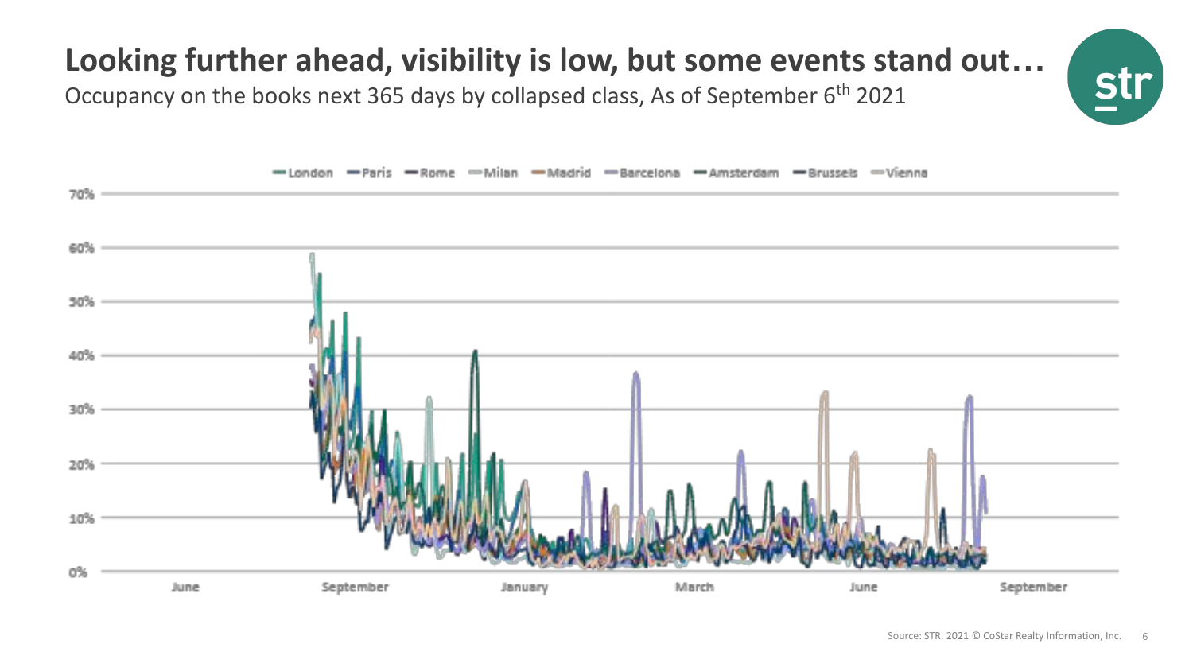# Looking further ahead, visibility is low, but some events stand out…

Occupancy on the books next 365 days by collapsed class, As of September 6th 2021

Legend: London, Paris, Rome, Milan, Madrid, Barcelona, Amsterdam, Brussels, Vienna

Y-axis: 0%, 10%, 20%, 30%, 40%, 50%, 60%, 70%

X-axis: June, September, January, March, June, September

Source: STR. 2021 © CoStar Realty Information, Inc.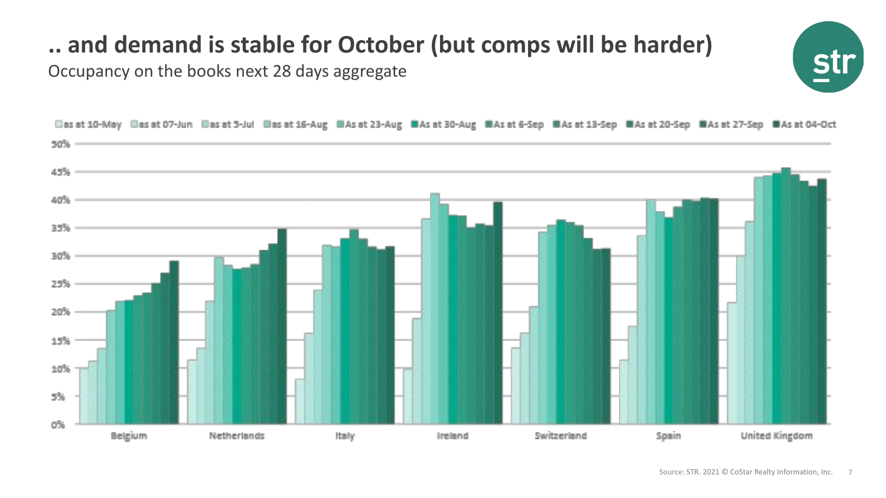# .. and demand is stable for October (but comps will be harder)

Occupancy on the books next 28 days aggregate

as at 10-May | as at 07-Jun | as at 5-Jul | as at 16-Aug | As at 23-Aug | As at 30-Aug | As at 6-Sep | As at 13-Sep | As at 20-Sep | As at 27-Sep | As at 04-Oct

50%
45%
40%
35%
30%
25%
20%
15%
10%
5%
0%

Belgium | Netherlands | Italy | Ireland | Switzerland | Spain | United Kingdom

Source: STR. 2021 © CoStar Realty Information, Inc.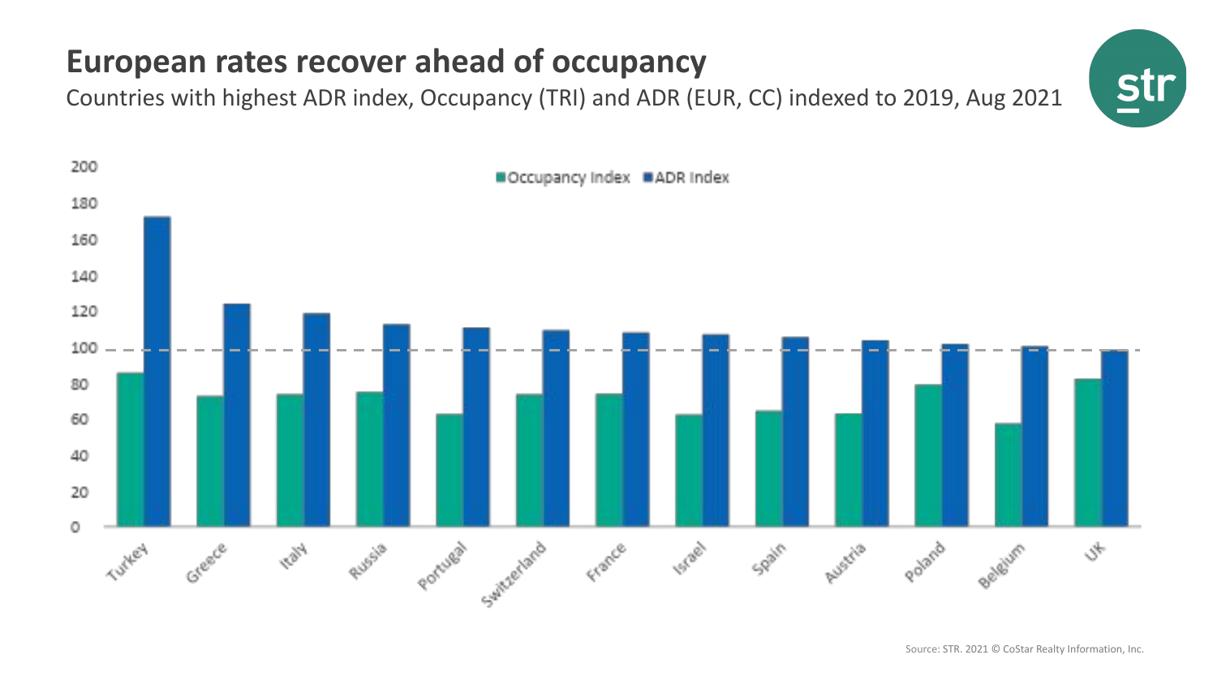# European rates recover ahead of occupancy

Countries with highest ADR index, Occupancy (TRI) and ADR (EUR, CC) indexed to 2019, Aug 2021

Source: STR. 2021 © CoStar Realty Information, Inc.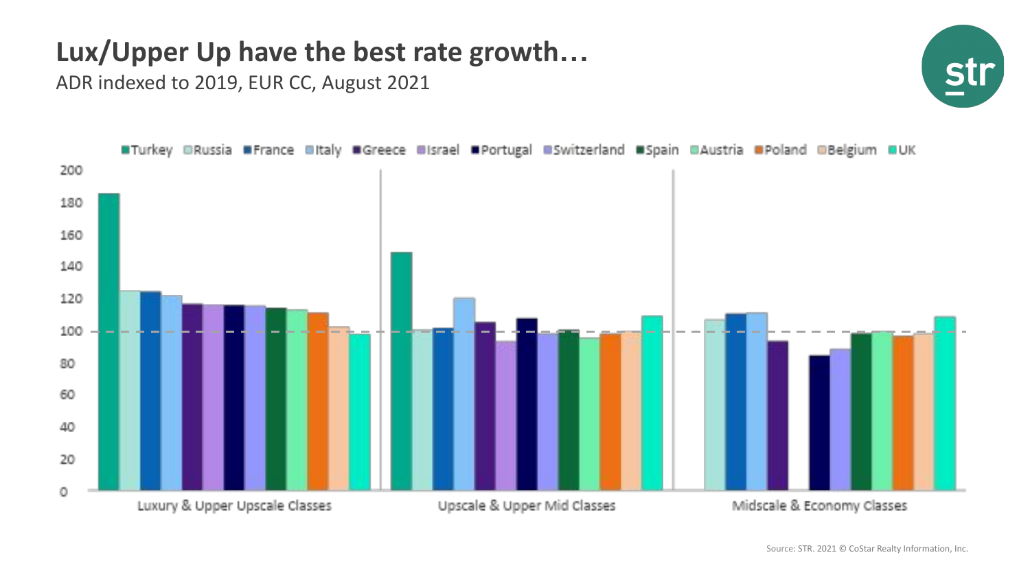# Lux/Upper Up have the best rate growth…

ADR indexed to 2019, EUR CC, August 2021

Turkey, Russia, France, Italy, Greece, Israel, Portugal, Switzerland, Spain, Austria, Poland, Belgium, UK

Luxury & Upper Upscale Classes | Upscale & Upper Mid Classes | Midscale & Economy Classes

Source: STR. 2021 © CoStar Realty Information, Inc.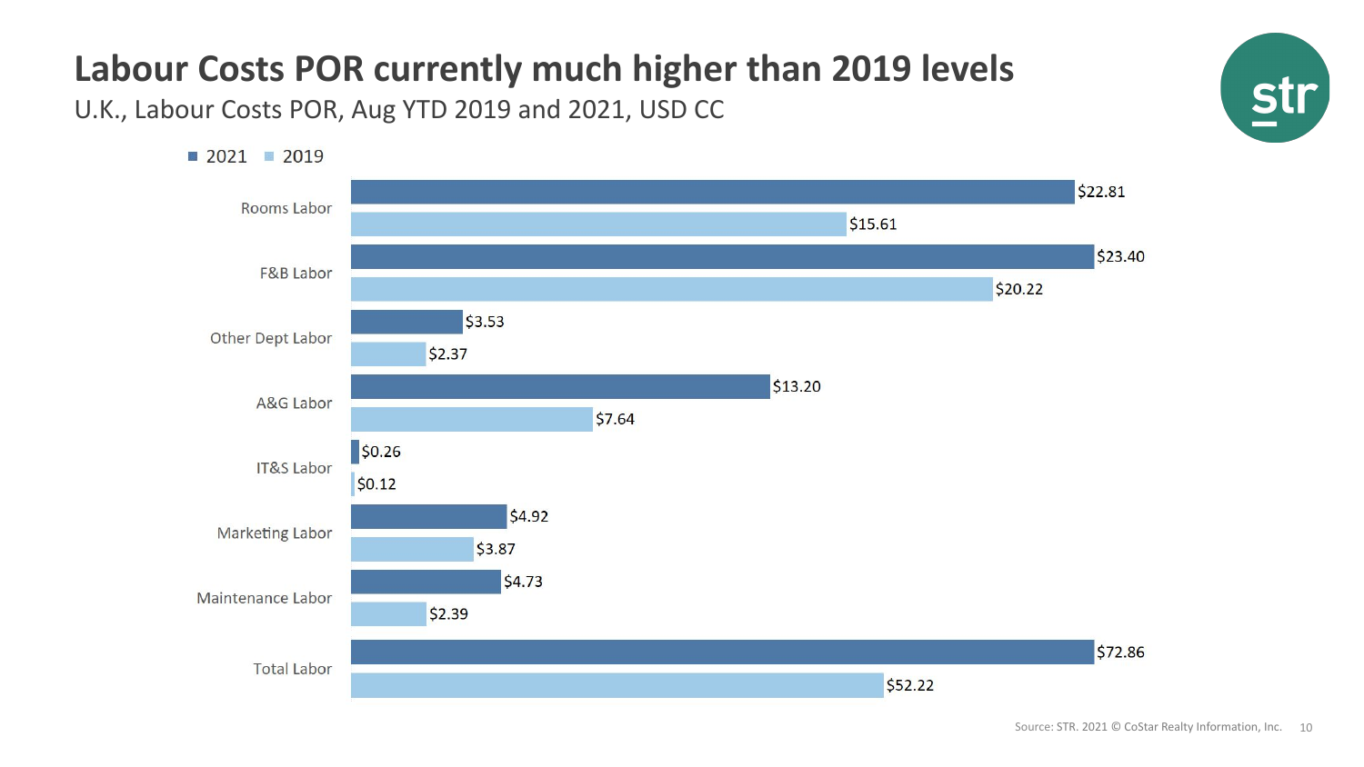# Labour Costs POR currently much higher than 2019 levels

U.K., Labour Costs POR, Aug YTD 2019 and 2021, USD CC

| | 2021 | 2019 |
|---|---|---|
| Rooms Labor | $22.81 | $15.61 |
| F&B Labor | $23.40 | $20.22 |
| Other Dept Labor | $3.53 | $2.37 |
| A&G Labor | $13.20 | $7.64 |
| IT&S Labor | $0.26 | $0.12 |
| Marketing Labor | $4.92 | $3.87 |
| Maintenance Labor | $4.73 | $2.39 |
| Total Labor | $72.86 | $52.22 |

Source: STR. 2021 © CoStar Realty Information, Inc.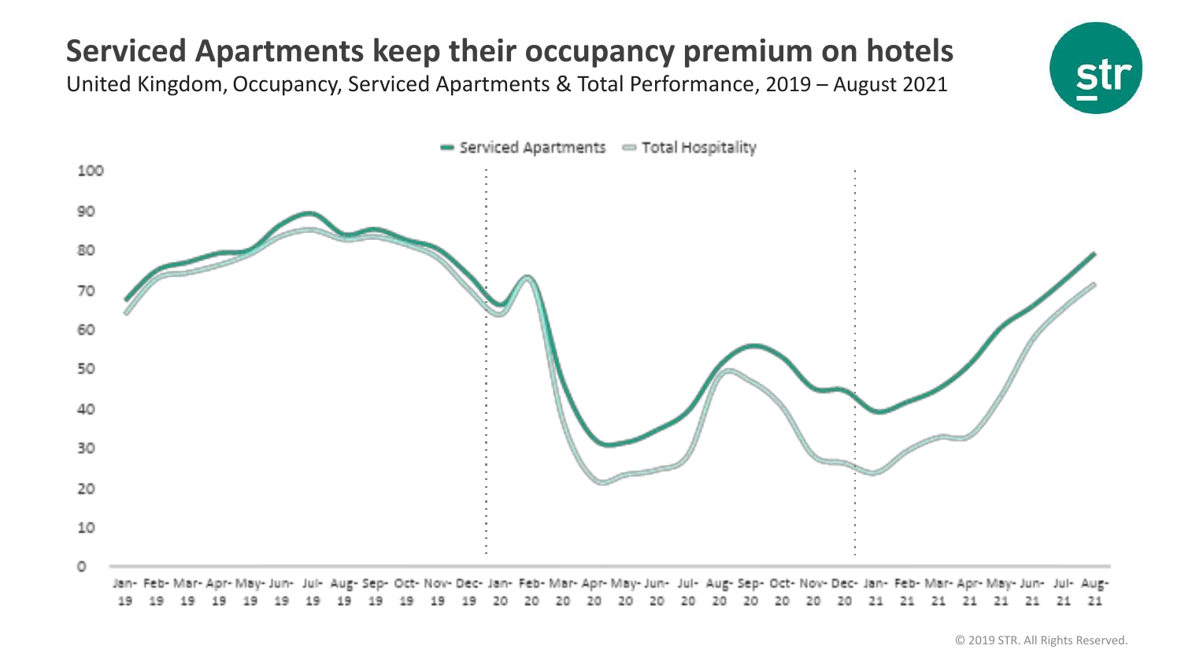# Serviced Apartments keep their occupancy premium on hotels

United Kingdom, Occupancy, Serviced Apartments & Total Performance, 2019 – August 2021

Serviced Apartments — Total Hospitality

© 2019 STR. All Rights Reserved.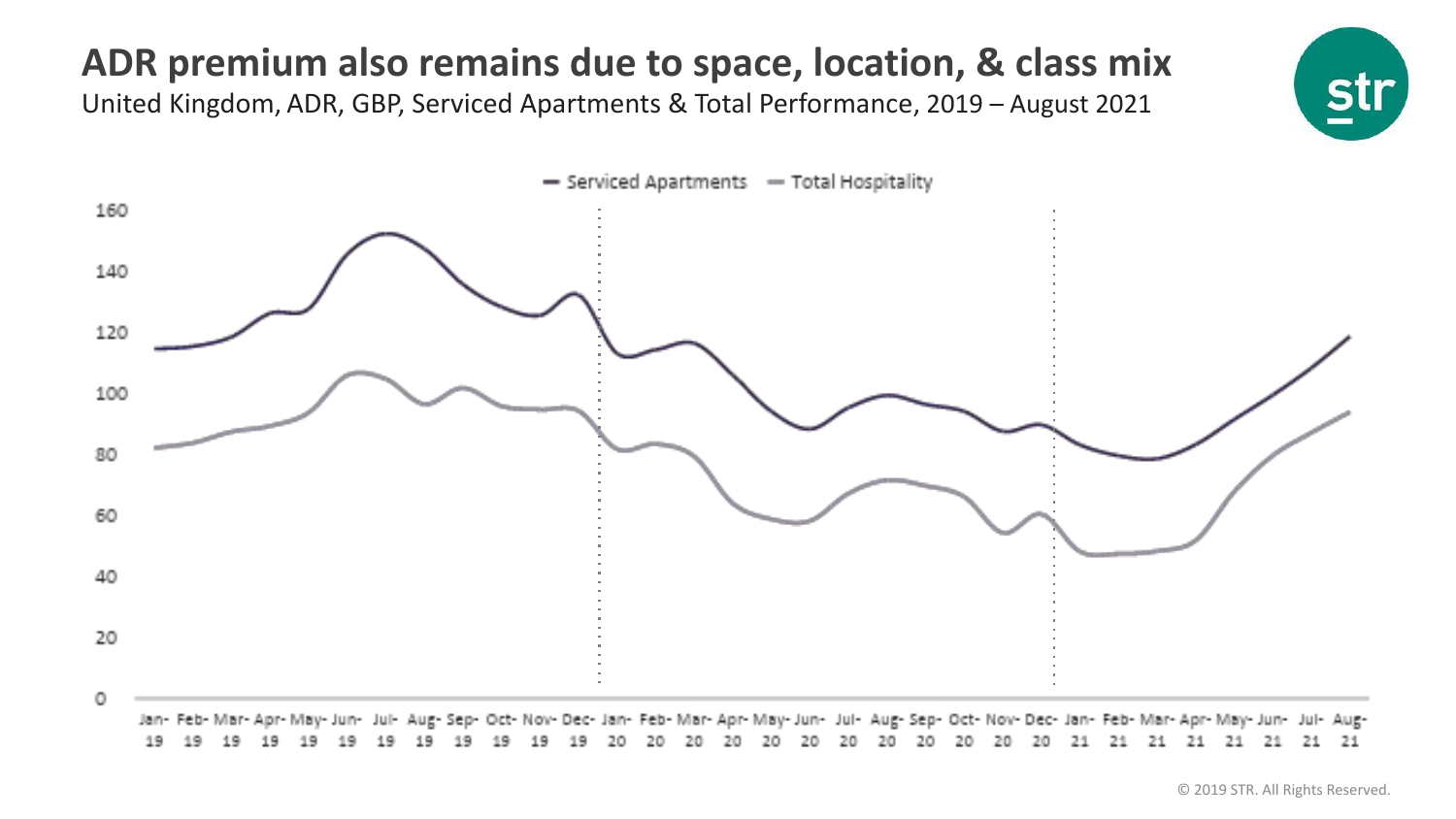# ADR premium also remains due to space, location, & class mix

United Kingdom, ADR, GBP, Serviced Apartments & Total Performance, 2019 – August 2021

— Serviced Apartments — Total Hospitality

160
140
120
100
80
60
40
20
0

Jan-19 Feb-19 Mar-19 Apr-19 May-19 Jun-19 Jul-19 Aug-19 Sep-19 Oct-19 Nov-19 Dec-19 Jan-20 Feb-20 Mar-20 Apr-20 May-20 Jun-20 Jul-20 Aug-20 Sep-20 Oct-20 Nov-20 Dec-20 Jan-21 Feb-21 Mar-21 Apr-21 May-21 Jun-21 Jul-21 Aug-21

© 2019 STR. All Rights Reserved.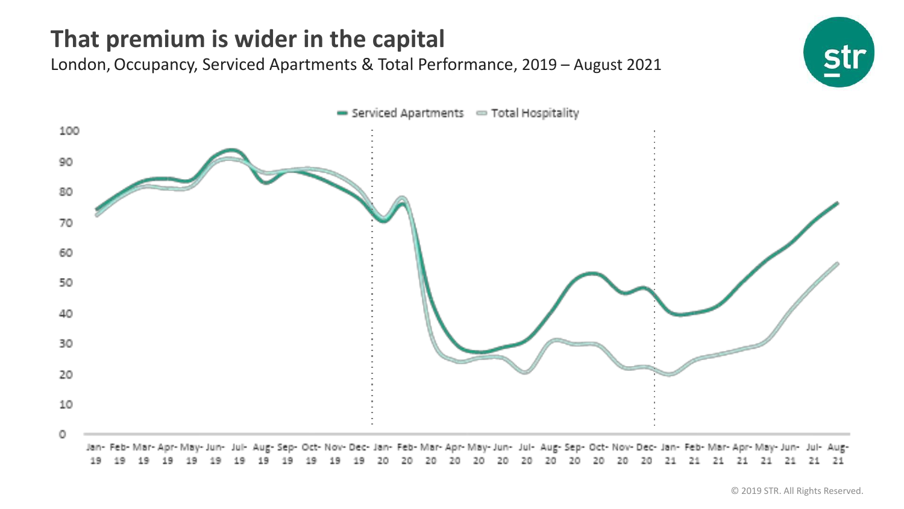# That premium is wider in the capital

London, Occupancy, Serviced Apartments & Total Performance, 2019 – August 2021

© 2019 STR. All Rights Reserved.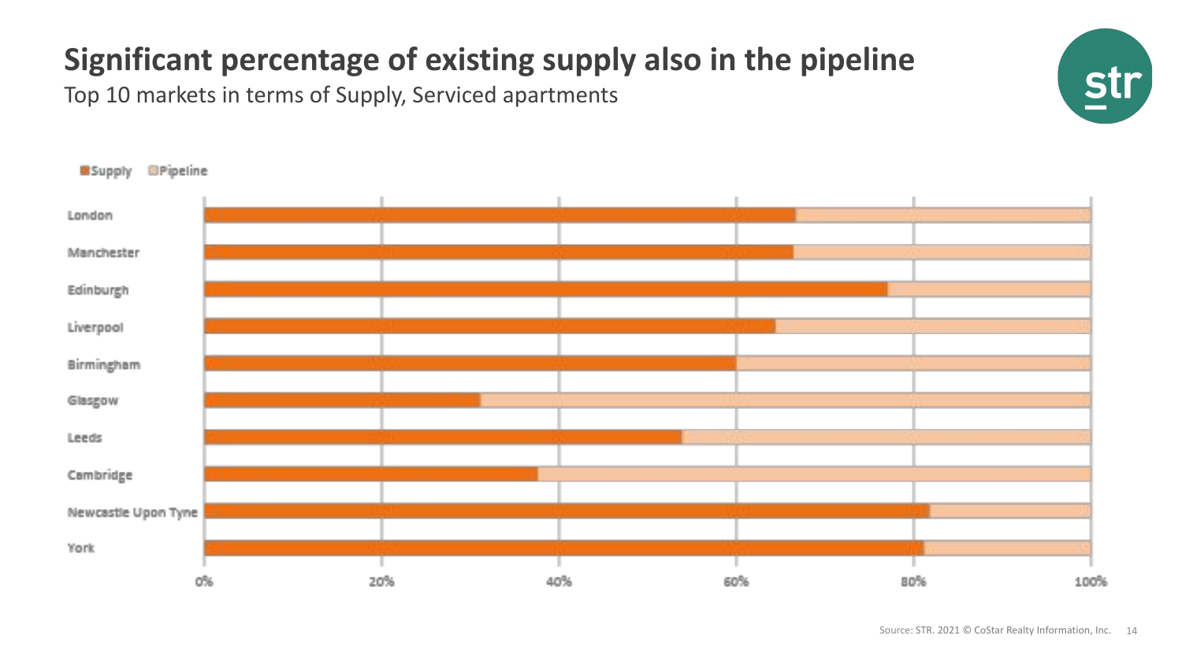# Significant percentage of existing supply also in the pipeline

Top 10 markets in terms of Supply, Serviced apartments

Supply / Pipeline

London, Manchester, Edinburgh, Liverpool, Birmingham, Glasgow, Leeds, Cambridge, Newcastle Upon Tyne, York

0% 20% 40% 60% 80% 100%

Source: STR. 2021 © CoStar Realty Information, Inc.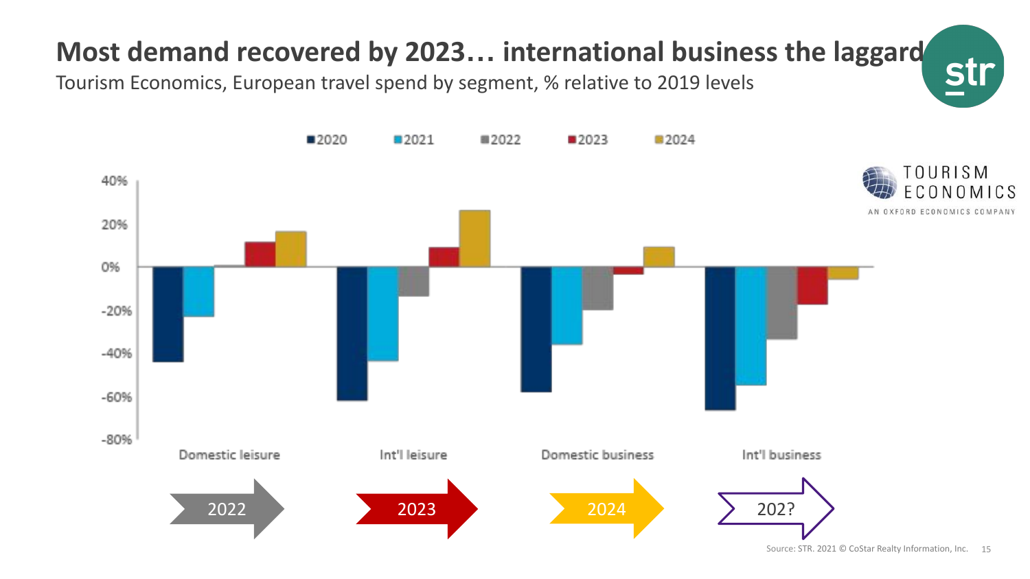# Most demand recovered by 2023… international business the laggard

Tourism Economics, European travel spend by segment, % relative to 2019 levels

■2020 ■2021 ■2022 ■2023 ■2024

40%
20%
0%
-20%
-40%
-60%
-80%

Domestic leisure | Int'l leisure | Domestic business | Int'l business

2022 → 2023 → 2024 → 202?

Source: STR. 2021 © CoStar Realty Information, Inc.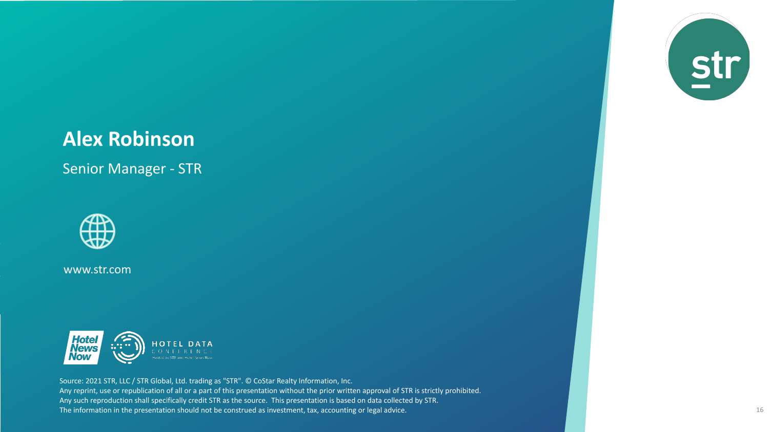# Alex Robinson

Senior Manager - STR

www.str.com

HOTEL DATA CONFERENCE

Source: 2021 STR, LLC / STR Global, Ltd. trading as "STR". © CoStar Realty Information, Inc.
Any reprint, use or republication of all or a part of this presentation without the prior written approval of STR is strictly prohibited.
Any such reproduction shall specifically credit STR as the source. This presentation is based on data collected by STR.
The information in the presentation should not be construed as investment, tax, accounting or legal advice.